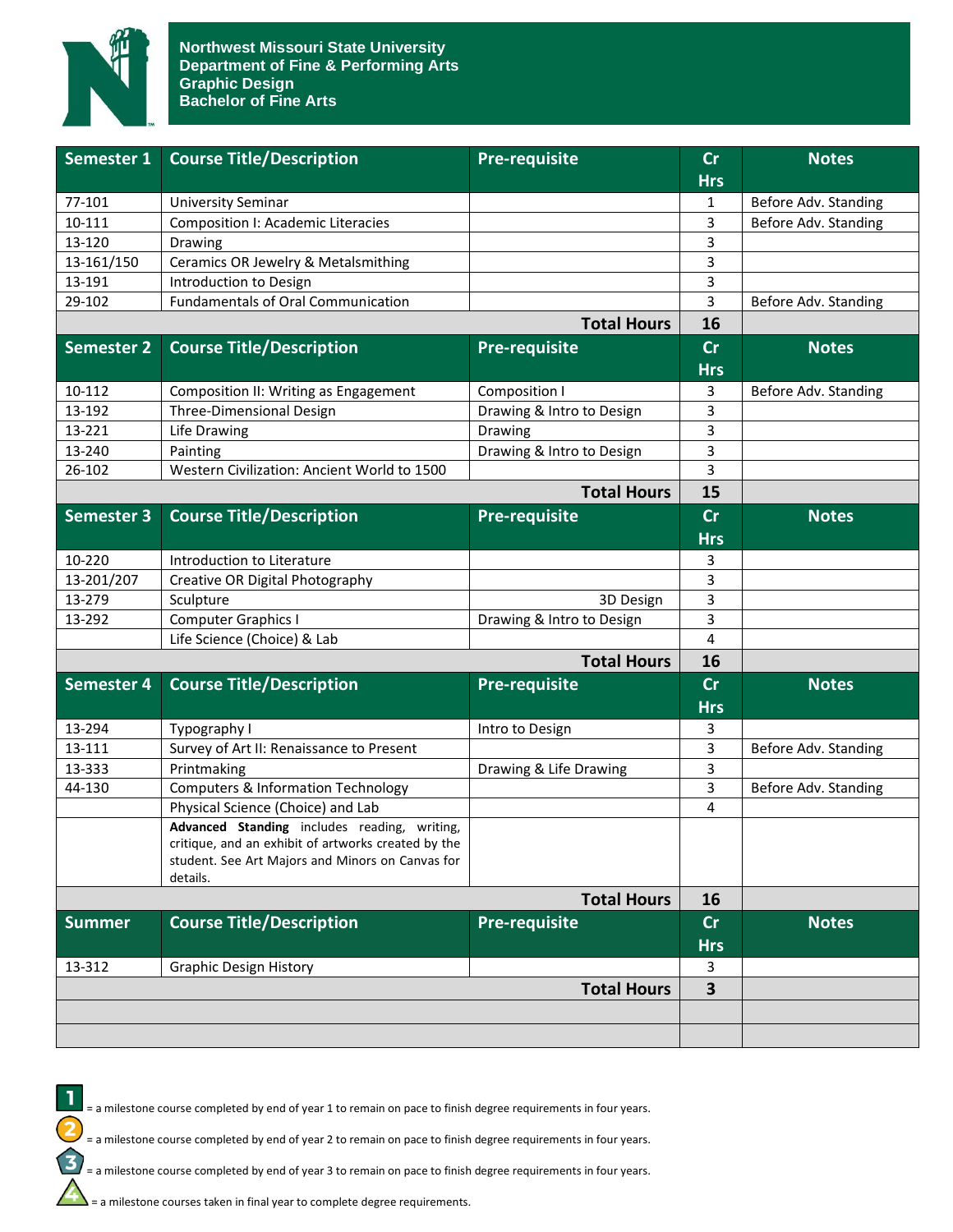# Northwest Missouri State University
## Department of Fine & Performing Arts
## Graphic Design
## Bachelor of Fine Arts

| Semester 1 | Course Title/Description | Pre-requisite | Cr Hrs | Notes |
|---|---|---|---|---|
| 77-101 | University Seminar | | 1 | Before Adv. Standing |
| 10-111 | Composition I: Academic Literacies | | 3 | Before Adv. Standing |
| 13-120 | Drawing | | 3 | |
| 13-161/150 | Ceramics OR Jewelry & Metalsmithing | | 3 | |
| 13-191 | Introduction to Design | | 3 | |
| 29-102 | Fundamentals of Oral Communication | | 3 | Before Adv. Standing |
| | | **Total Hours** | **16** | |
| **Semester 2** | **Course Title/Description** | **Pre-requisite** | **Cr Hrs** | **Notes** |
| 10-112 | Composition II: Writing as Engagement | Composition I | 3 | Before Adv. Standing |
| 13-192 | Three-Dimensional Design | Drawing & Intro to Design | 3 | |
| 13-221 | Life Drawing | Drawing | 3 | |
| 13-240 | Painting | Drawing & Intro to Design | 3 | |
| 26-102 | Western Civilization: Ancient World to 1500 | | 3 | |
| | | **Total Hours** | **15** | |
| **Semester 3** | **Course Title/Description** | **Pre-requisite** | **Cr Hrs** | **Notes** |
| 10-220 | Introduction to Literature | | 3 | |
| 13-201/207 | Creative OR Digital Photography | | 3 | |
| 13-279 | Sculpture | 3D Design | 3 | |
| 13-292 | Computer Graphics I | Drawing & Intro to Design | 3 | |
| | Life Science (Choice) & Lab | | 4 | |
| | | **Total Hours** | **16** | |
| **Semester 4** | **Course Title/Description** | **Pre-requisite** | **Cr Hrs** | **Notes** |
| 13-294 | Typography I | Intro to Design | 3 | |
| 13-111 | Survey of Art II: Renaissance to Present | | 3 | Before Adv. Standing |
| 13-333 | Printmaking | Drawing & Life Drawing | 3 | |
| 44-130 | Computers & Information Technology | | 3 | Before Adv. Standing |
| | Physical Science (Choice) and Lab | | 4 | |
| | **Advanced Standing** includes reading, writing, critique, and an exhibit of artworks created by the student. See Art Majors and Minors on Canvas for details. | | | |
| | | **Total Hours** | **16** | |
| **Summer** | **Course Title/Description** | **Pre-requisite** | **Cr Hrs** | **Notes** |
| 13-312 | Graphic Design History | | 3 | |
| | | **Total Hours** | **3** | |

1 = a milestone course completed by end of year 1 to remain on pace to finish degree requirements in four years.

2 = a milestone course completed by end of year 2 to remain on pace to finish degree requirements in four years.

3 = a milestone course completed by end of year 3 to remain on pace to finish degree requirements in four years.

4 = a milestone courses taken in final year to complete degree requirements.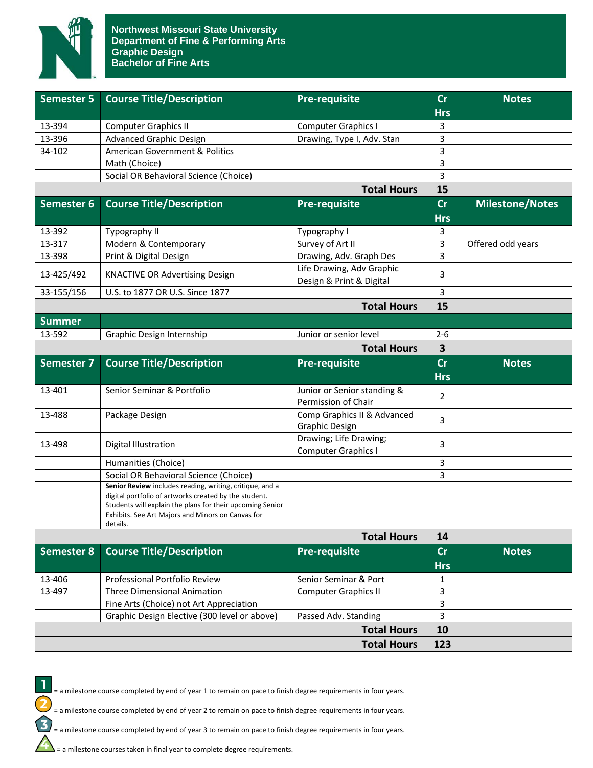**Northwest Missouri State University**
**Department of Fine & Performing Arts**
**Graphic Design**
**Bachelor of Fine Arts**

| Semester 5 | Course Title/Description | Pre-requisite | Cr Hrs | Notes |
|---|---|---|---|---|
| 13-394 | Computer Graphics II | Computer Graphics I | 3 | |
| 13-396 | Advanced Graphic Design | Drawing, Type I, Adv. Stan | 3 | |
| 34-102 | American Government & Politics | | 3 | |
| | Math (Choice) | | 3 | |
| | Social OR Behavioral Science (Choice) | | 3 | |
| | | **Total Hours** | **15** | |
| **Semester 6** | **Course Title/Description** | **Pre-requisite** | **Cr Hrs** | **Milestone/Notes** |
| 13-392 | Typography II | Typography I | 3 | |
| 13-317 | Modern & Contemporary | Survey of Art II | 3 | Offered odd years |
| 13-398 | Print & Digital Design | Drawing, Adv. Graph Des | 3 | |
| 13-425/492 | KNACTIVE OR Advertising Design | Life Drawing, Adv Graphic Design & Print & Digital | 3 | |
| 33-155/156 | U.S. to 1877 OR U.S. Since 1877 | | 3 | |
| | | **Total Hours** | **15** | |
| **Summer** | | | | |
| 13-592 | Graphic Design Internship | Junior or senior level | 2-6 | |
| | | **Total Hours** | **3** | |
| **Semester 7** | **Course Title/Description** | **Pre-requisite** | **Cr Hrs** | **Notes** |
| 13-401 | Senior Seminar & Portfolio | Junior or Senior standing & Permission of Chair | 2 | |
| 13-488 | Package Design | Comp Graphics II & Advanced Graphic Design | 3 | |
| 13-498 | Digital Illustration | Drawing; Life Drawing; Computer Graphics I | 3 | |
| | Humanities (Choice) | | 3 | |
| | Social OR Behavioral Science (Choice) | | 3 | |
| | **Senior Review** includes reading, writing, critique, and a digital portfolio of artworks created by the student. Students will explain the plans for their upcoming Senior Exhibits. See Art Majors and Minors on Canvas for details. | | | |
| | | **Total Hours** | **14** | |
| **Semester 8** | **Course Title/Description** | **Pre-requisite** | **Cr Hrs** | **Notes** |
| 13-406 | Professional Portfolio Review | Senior Seminar & Port | 1 | |
| 13-497 | Three Dimensional Animation | Computer Graphics II | 3 | |
| | Fine Arts (Choice) not Art Appreciation | | 3 | |
| | Graphic Design Elective (300 level or above) | Passed Adv. Standing | 3 | |
| | | **Total Hours** | **10** | |
| | | **Total Hours** | **123** | |

1 = a milestone course completed by end of year 1 to remain on pace to finish degree requirements in four years.

2 = a milestone course completed by end of year 2 to remain on pace to finish degree requirements in four years.

3 = a milestone course completed by end of year 3 to remain on pace to finish degree requirements in four years.

4 = a milestone courses taken in final year to complete degree requirements.